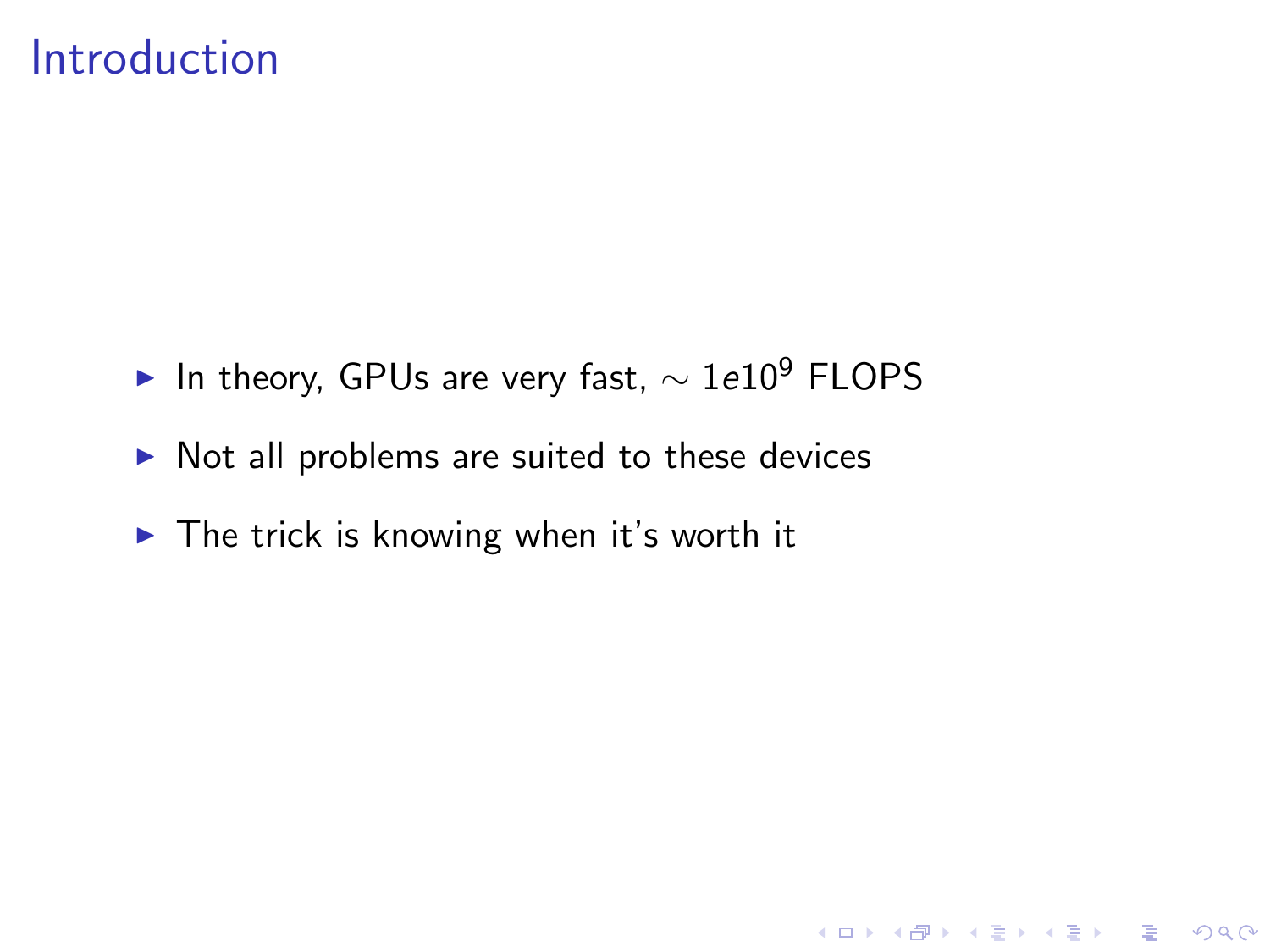# Introduction

- In theory, GPUs are very fast, $\sim 1e10^9$ FLOPS
- Not all problems are suited to these devices
- The trick is knowing when it's worth it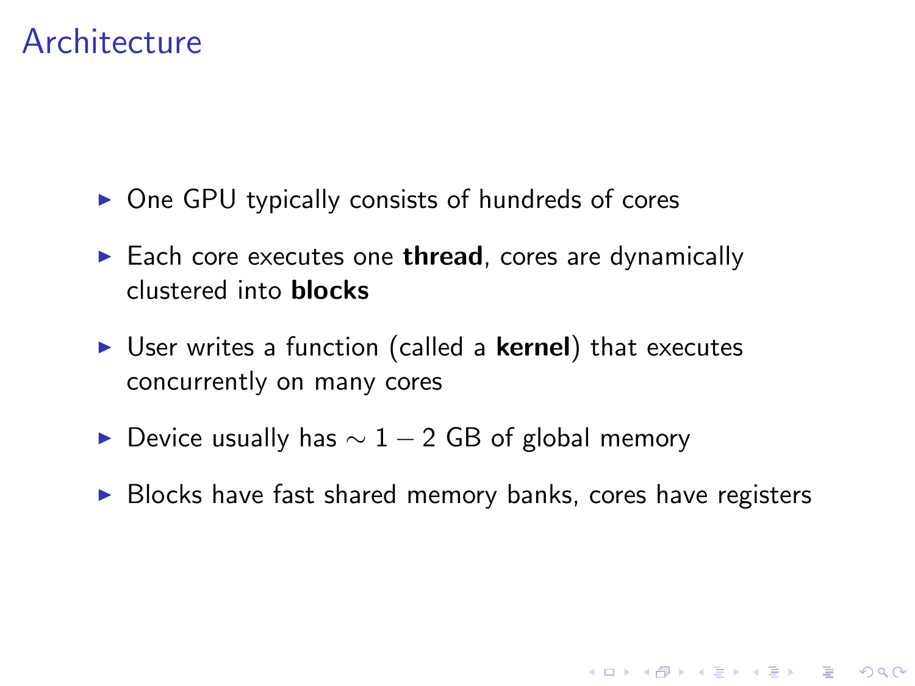# Architecture

- One GPU typically consists of hundreds of cores
- Each core executes one **thread**, cores are dynamically clustered into **blocks**
- User writes a function (called a **kernel**) that executes concurrently on many cores
- Device usually has $\sim 1 - 2$ GB of global memory
- Blocks have fast shared memory banks, cores have registers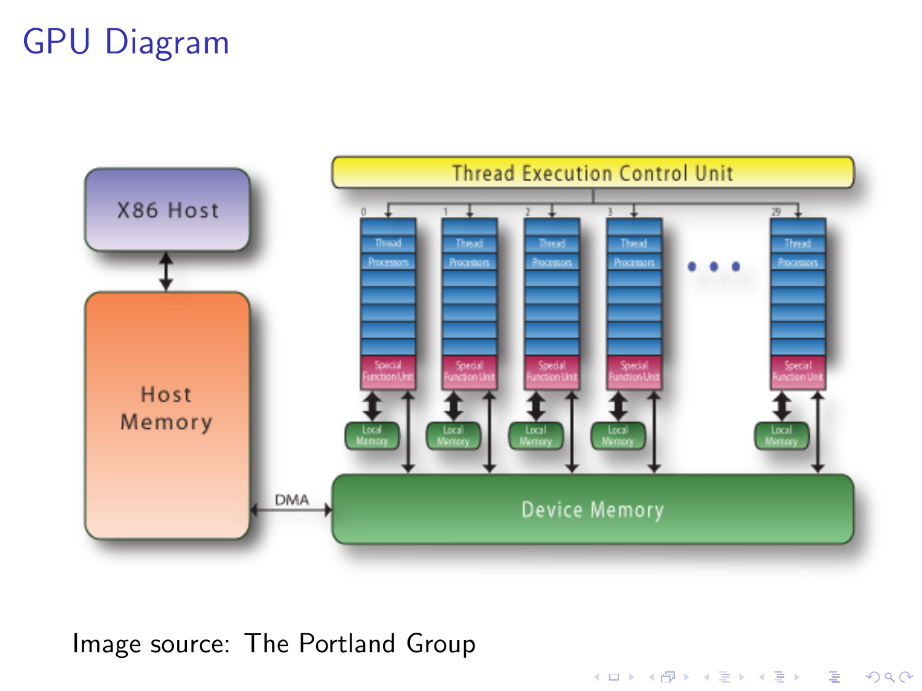# GPU Diagram

Image source: The Portland Group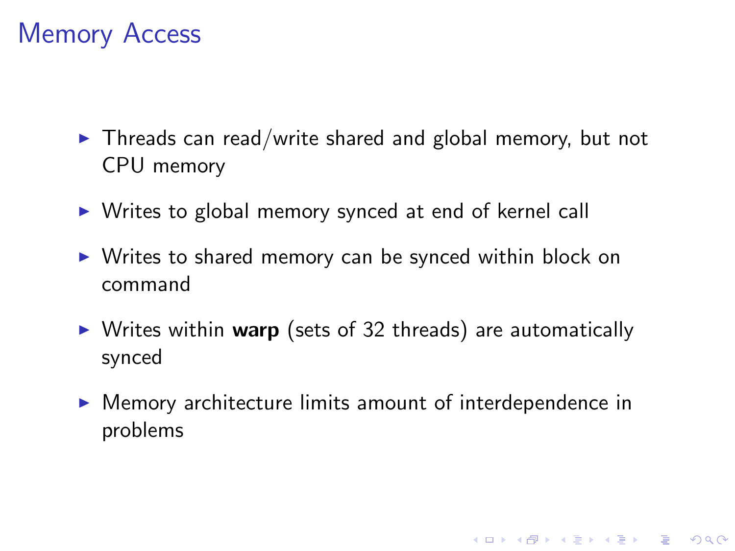# Memory Access

- Threads can read/write shared and global memory, but not CPU memory
- Writes to global memory synced at end of kernel call
- Writes to shared memory can be synced within block on command
- Writes within **warp** (sets of 32 threads) are automatically synced
- Memory architecture limits amount of interdependence in problems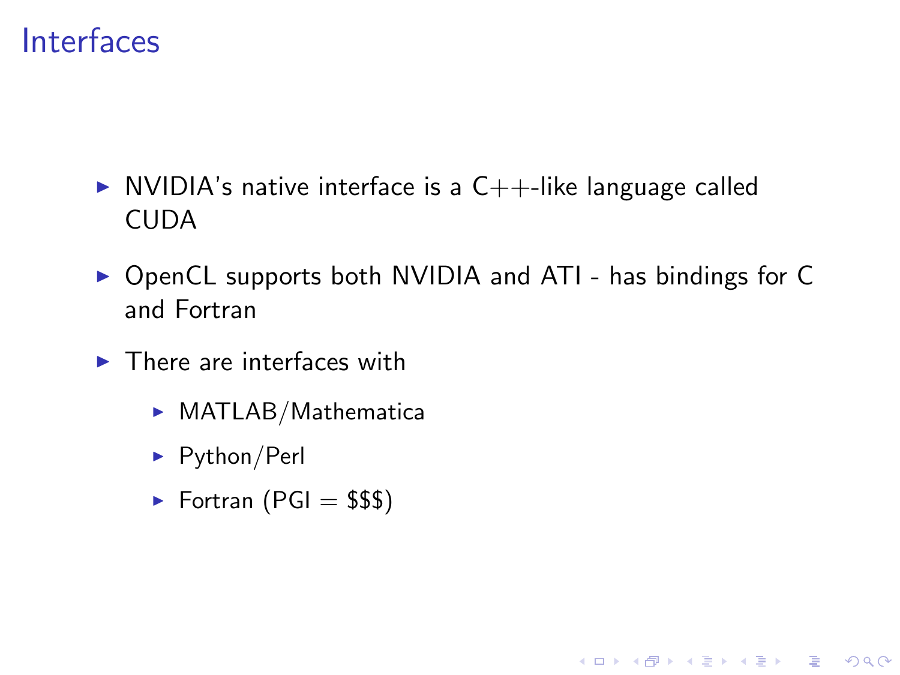# Interfaces

- NVIDIA's native interface is a C++-like language called CUDA
- OpenCL supports both NVIDIA and ATI - has bindings for C and Fortran
- There are interfaces with
  - MATLAB/Mathematica
  - Python/Perl
  - Fortran (PGI = $$$)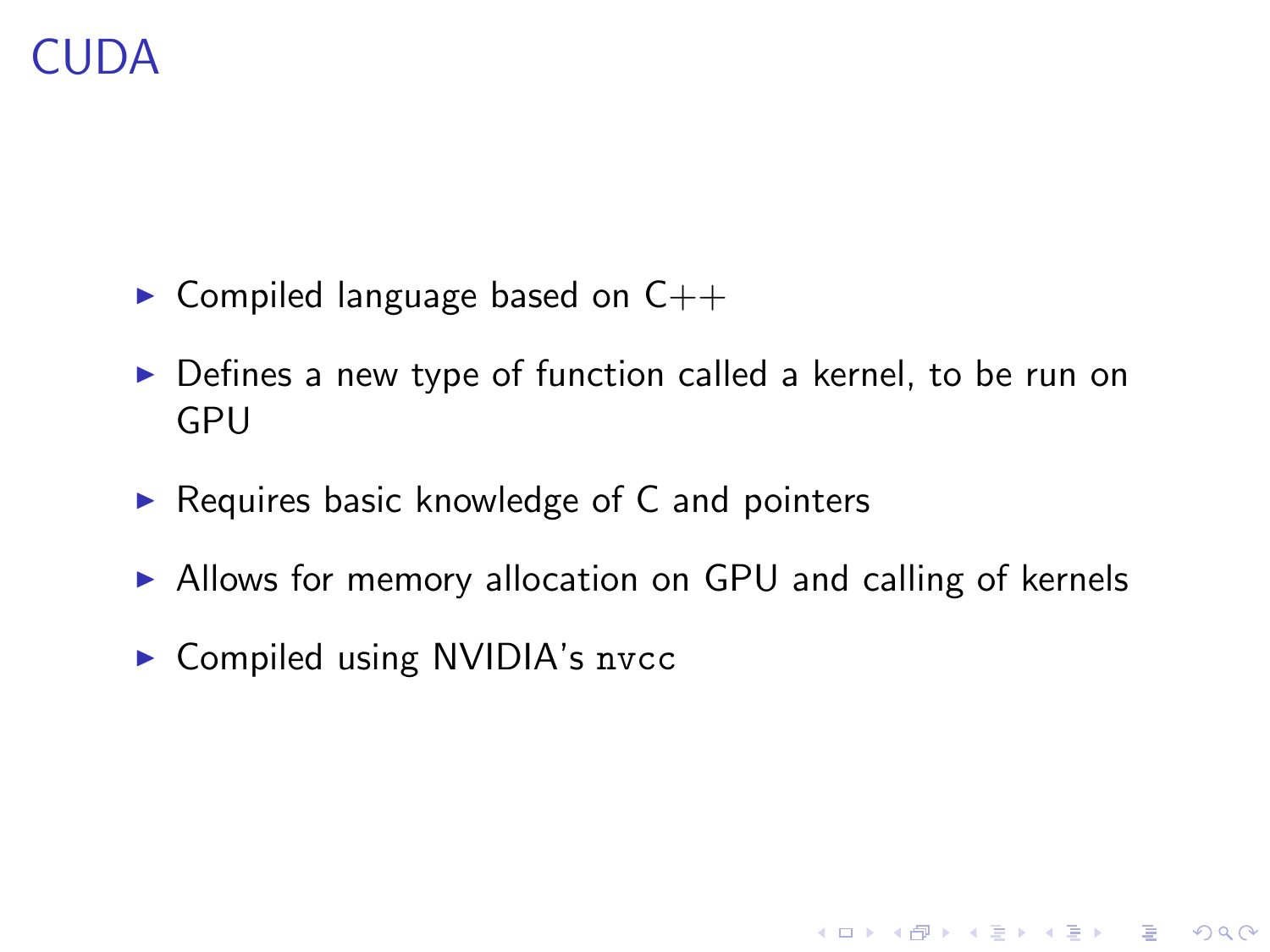# CUDA

- Compiled language based on C++
- Defines a new type of function called a kernel, to be run on GPU
- Requires basic knowledge of C and pointers
- Allows for memory allocation on GPU and calling of kernels
- Compiled using NVIDIA's `nvcc`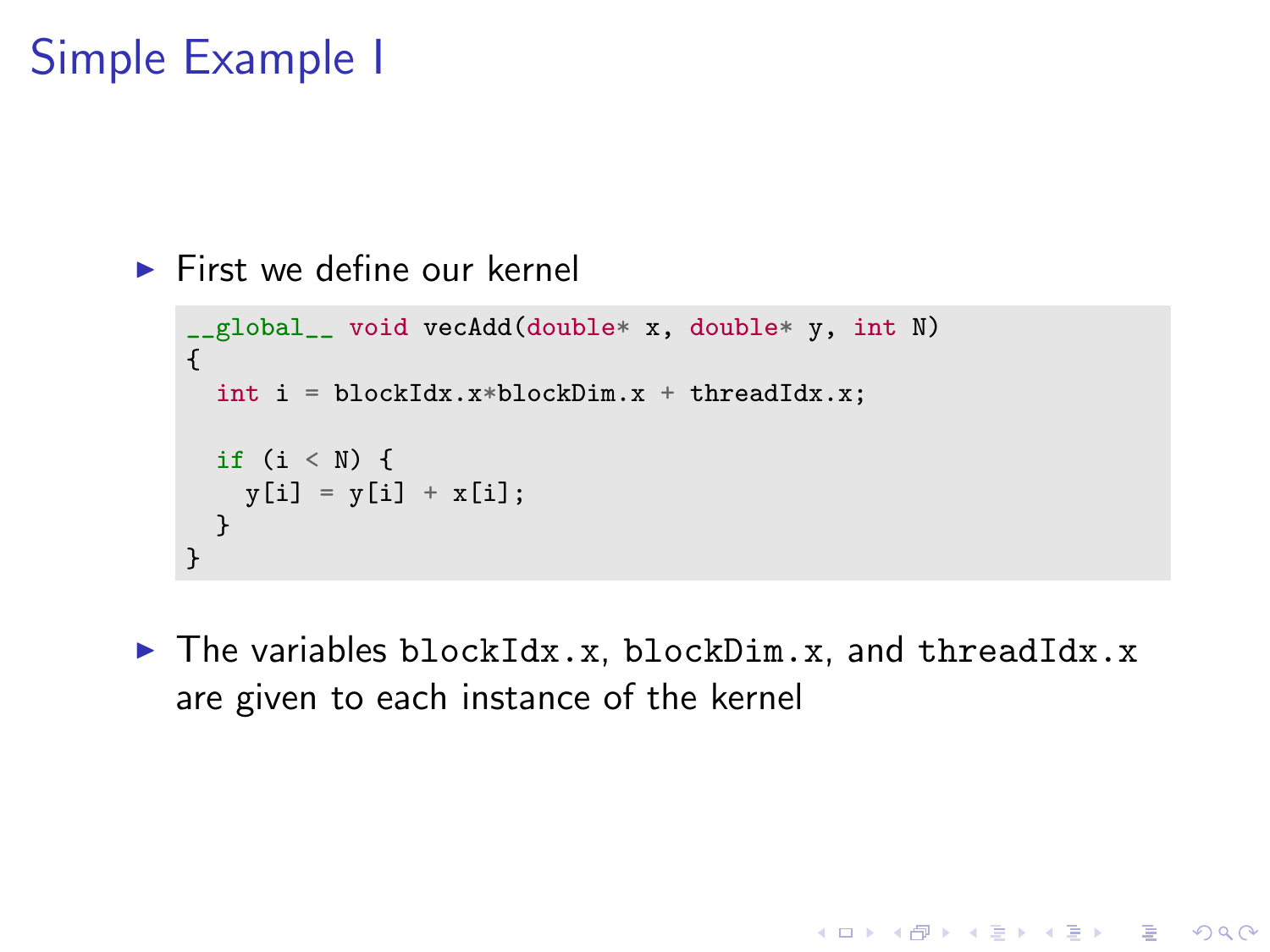# Simple Example I

- First we define our kernel

```
__global__ void vecAdd(double* x, double* y, int N)
{
  int i = blockIdx.x*blockDim.x + threadIdx.x;

  if (i < N) {
    y[i] = y[i] + x[i];
  }
}
```

- The variables `blockIdx.x`, `blockDim.x`, and `threadIdx.x` are given to each instance of the kernel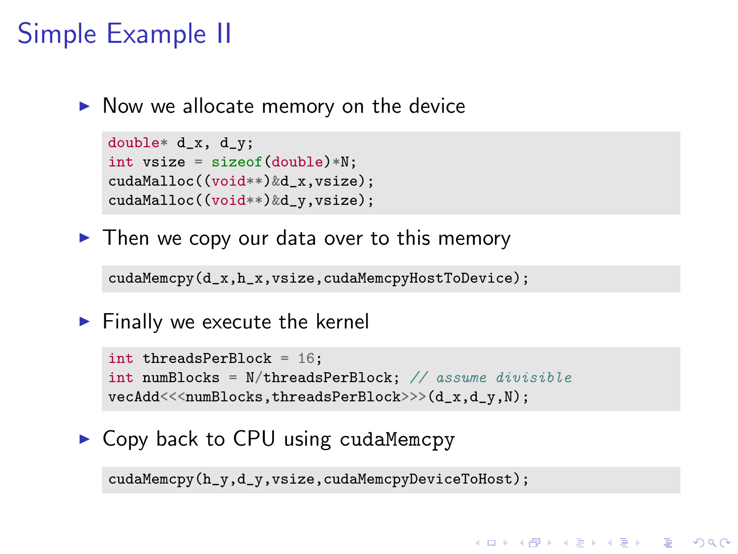# Simple Example II

- Now we allocate memory on the device

```
double* d_x, d_y;
int vsize = sizeof(double)*N;
cudaMalloc((void**)&d_x,vsize);
cudaMalloc((void**)&d_y,vsize);
```

- Then we copy our data over to this memory

```
cudaMemcpy(d_x,h_x,vsize,cudaMemcpyHostToDevice);
```

- Finally we execute the kernel

```
int threadsPerBlock = 16;
int numBlocks = N/threadsPerBlock; // assume divisible
vecAdd<<<numBlocks,threadsPerBlock>>>(d_x,d_y,N);
```

- Copy back to CPU using cudaMemcpy

```
cudaMemcpy(h_y,d_y,vsize,cudaMemcpyDeviceToHost);
```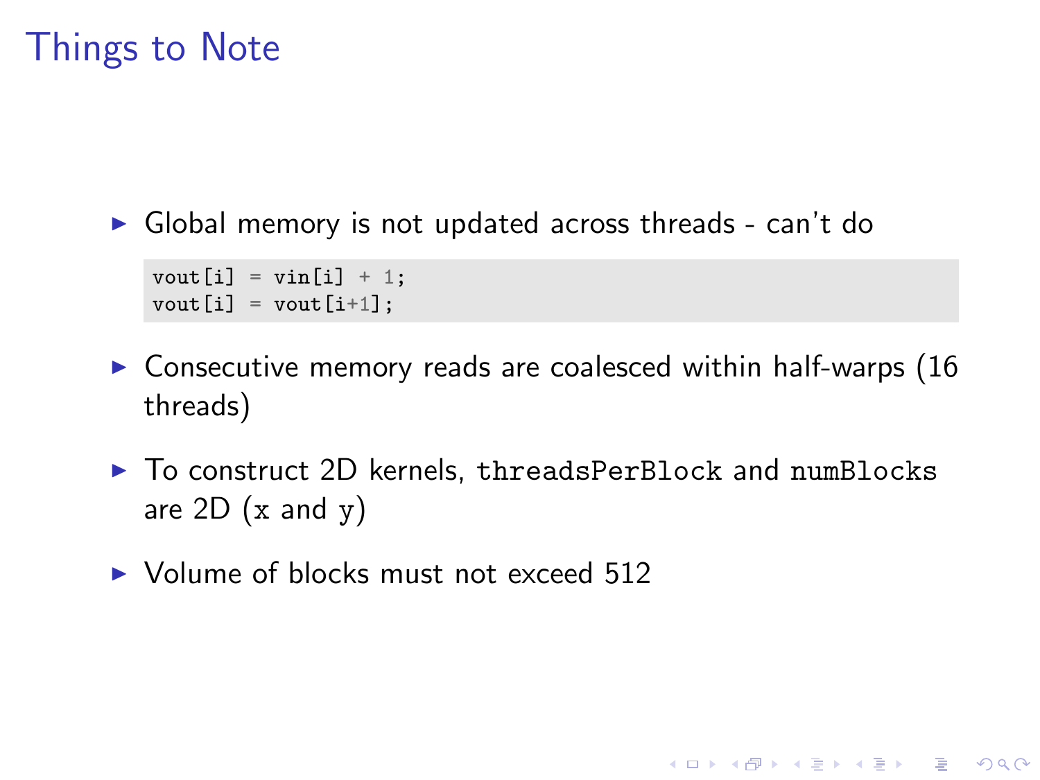# Things to Note

- Global memory is not updated across threads - can't do

```
vout[i] = vin[i] + 1;
vout[i] = vout[i+1];
```

- Consecutive memory reads are coalesced within half-warps (16 threads)
- To construct 2D kernels, `threadsPerBlock` and `numBlocks` are 2D (`x` and `y`)
- Volume of blocks must not exceed 512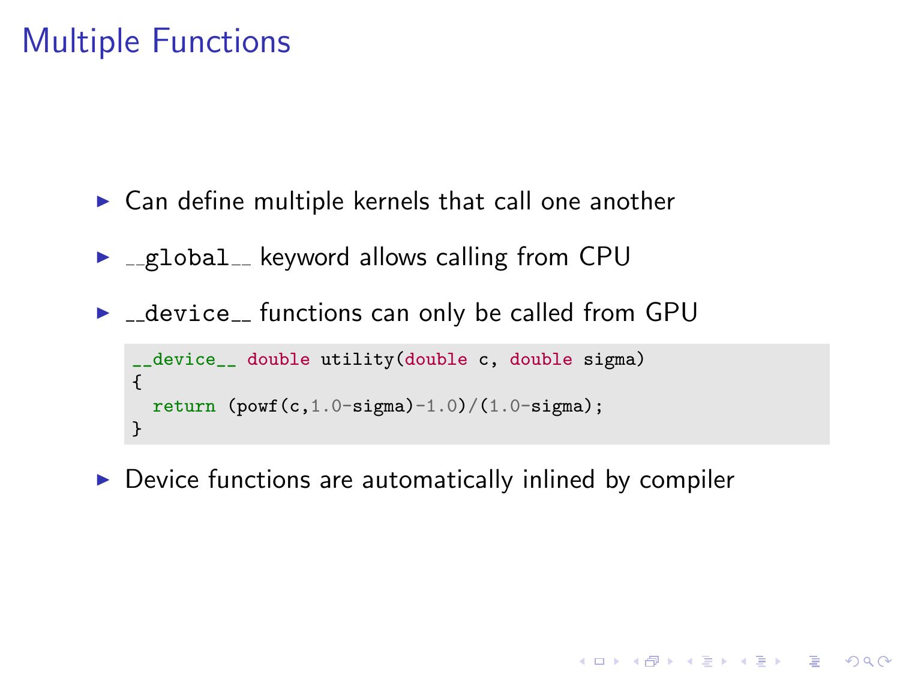# Multiple Functions

- Can define multiple kernels that call one another
- `__global__` keyword allows calling from CPU
- `__device__` functions can only be called from GPU

```
__device__ double utility(double c, double sigma)
{
  return (powf(c,1.0-sigma)-1.0)/(1.0-sigma);
}
```

- Device functions are automatically inlined by compiler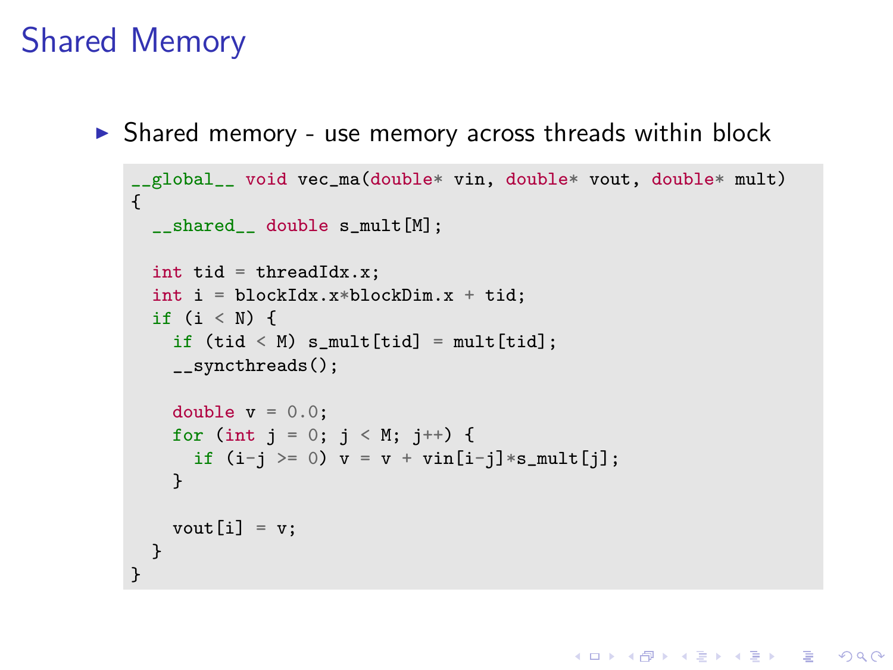# Shared Memory

- Shared memory - use memory across threads within block

```
__global__ void vec_ma(double* vin, double* vout, double* mult)
{
  __shared__ double s_mult[M];

  int tid = threadIdx.x;
  int i = blockIdx.x*blockDim.x + tid;
  if (i < N) {
    if (tid < M) s_mult[tid] = mult[tid];
    __syncthreads();

    double v = 0.0;
    for (int j = 0; j < M; j++) {
      if (i-j >= 0) v = v + vin[i-j]*s_mult[j];
    }

    vout[i] = v;
  }
}
```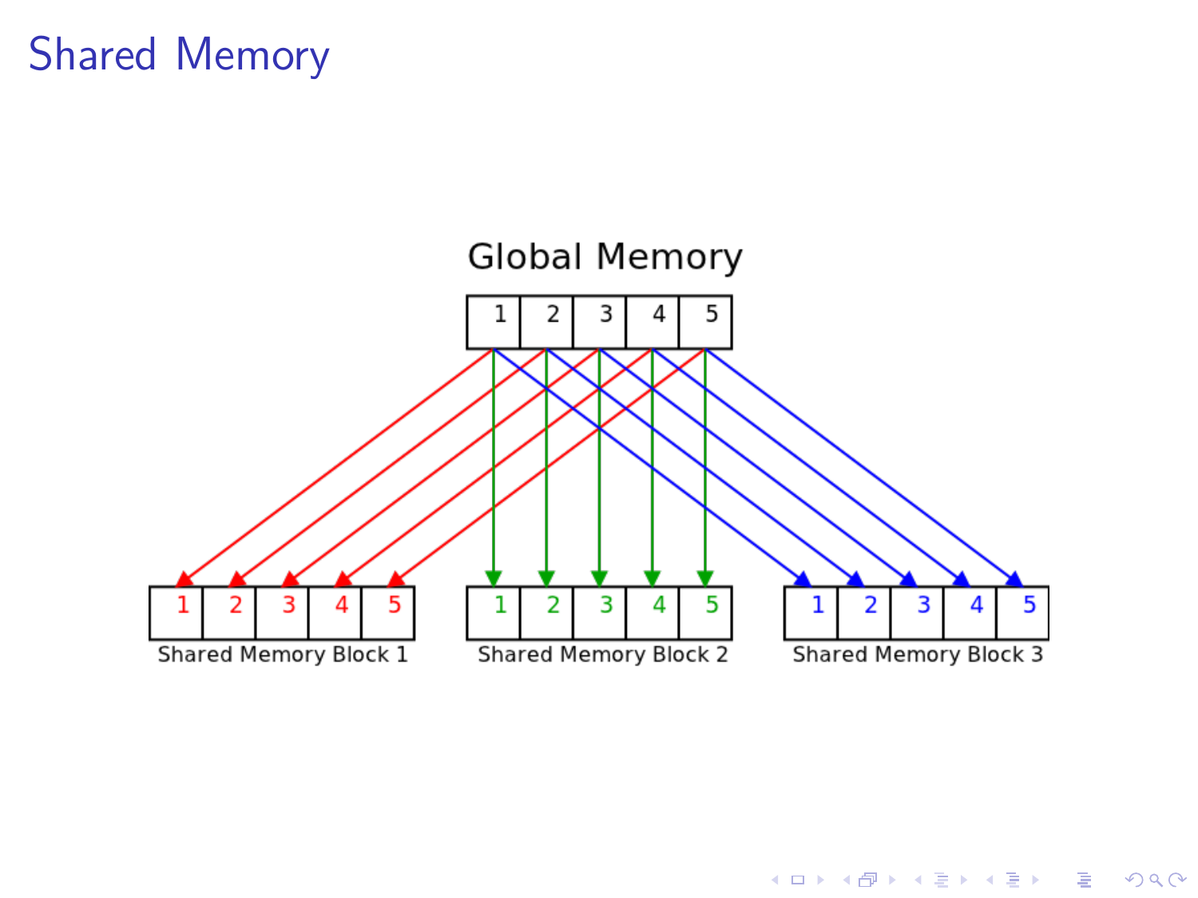# Shared Memory

Global Memory

| 1 | 2 | 3 | 4 | 5 |
|---|---|---|---|---|

| 1 | 2 | 3 | 4 | 5 |
|---|---|---|---|---|

Shared Memory Block 1

| 1 | 2 | 3 | 4 | 5 |
|---|---|---|---|---|

Shared Memory Block 2

| 1 | 2 | 3 | 4 | 5 |
|---|---|---|---|---|

Shared Memory Block 3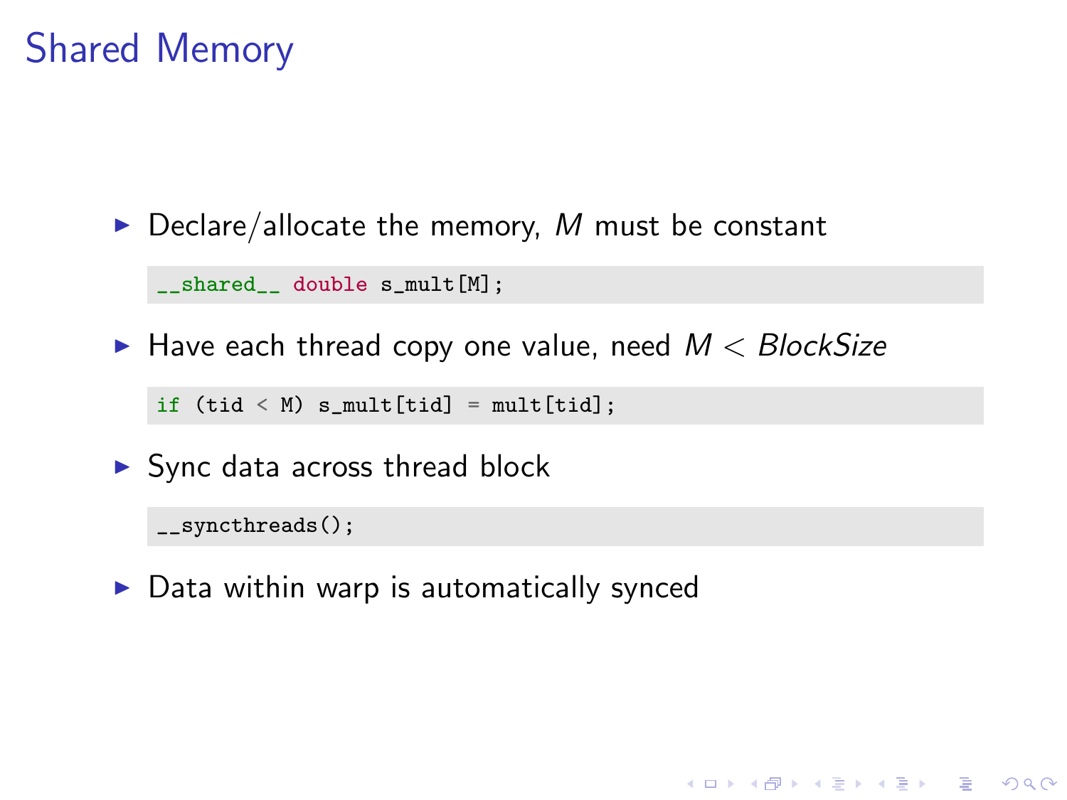# Shared Memory

- Declare/allocate the memory, $M$ must be constant

```
__shared__ double s_mult[M];
```

- Have each thread copy one value, need $M < BlockSize$

```
if (tid < M) s_mult[tid] = mult[tid];
```

- Sync data across thread block

```
__syncthreads();
```

- Data within warp is automatically synced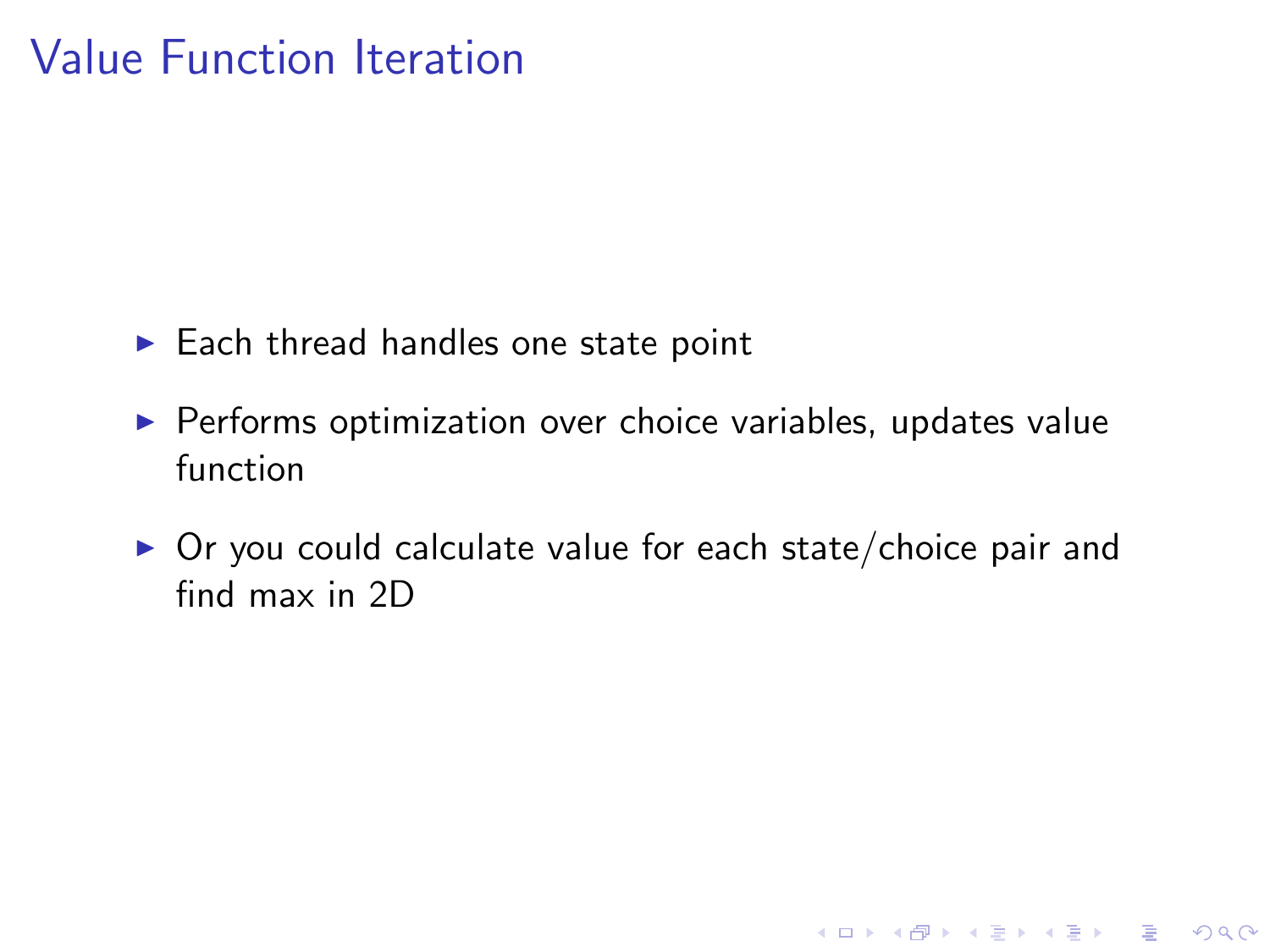# Value Function Iteration

- Each thread handles one state point
- Performs optimization over choice variables, updates value function
- Or you could calculate value for each state/choice pair and find max in 2D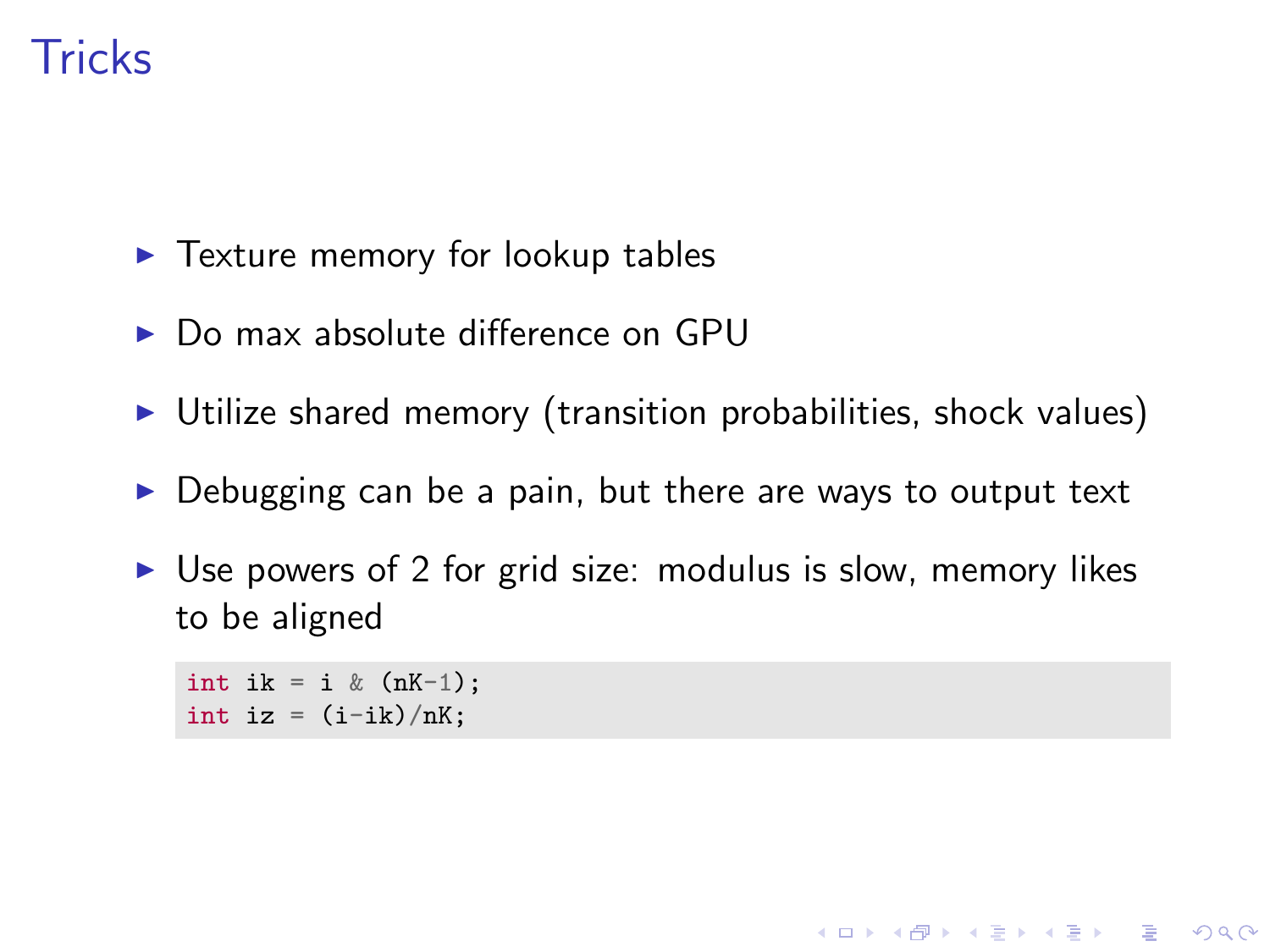# Tricks

- Texture memory for lookup tables
- Do max absolute difference on GPU
- Utilize shared memory (transition probabilities, shock values)
- Debugging can be a pain, but there are ways to output text
- Use powers of 2 for grid size: modulus is slow, memory likes to be aligned

```
int ik = i & (nK-1);
int iz = (i-ik)/nK;
```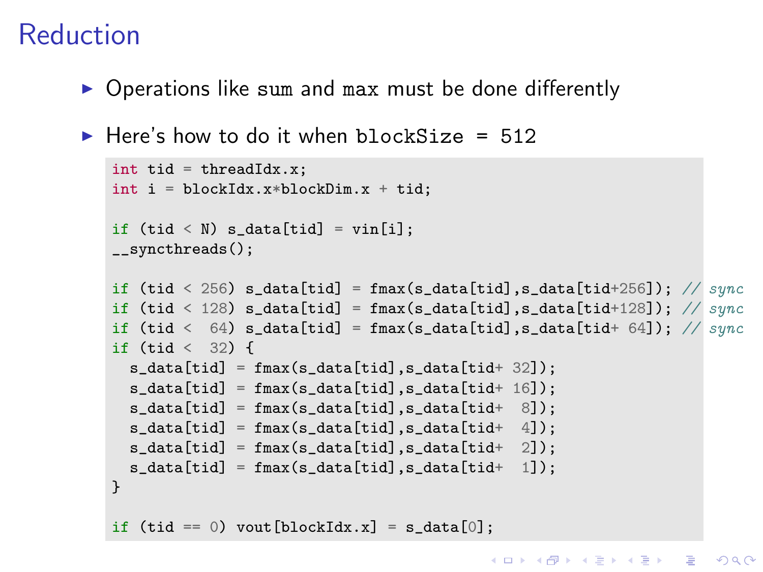# Reduction

- Operations like `sum` and `max` must be done differently
- Here's how to do it when `blockSize = 512`

```
int tid = threadIdx.x;
int i = blockIdx.x*blockDim.x + tid;

if (tid < N) s_data[tid] = vin[i];
__syncthreads();

if (tid < 256) s_data[tid] = fmax(s_data[tid],s_data[tid+256]); // sync
if (tid < 128) s_data[tid] = fmax(s_data[tid],s_data[tid+128]); // sync
if (tid <  64) s_data[tid] = fmax(s_data[tid],s_data[tid+ 64]); // sync
if (tid <  32) {
  s_data[tid] = fmax(s_data[tid],s_data[tid+ 32]);
  s_data[tid] = fmax(s_data[tid],s_data[tid+ 16]);
  s_data[tid] = fmax(s_data[tid],s_data[tid+  8]);
  s_data[tid] = fmax(s_data[tid],s_data[tid+  4]);
  s_data[tid] = fmax(s_data[tid],s_data[tid+  2]);
  s_data[tid] = fmax(s_data[tid],s_data[tid+  1]);
}

if (tid == 0) vout[blockIdx.x] = s_data[0];
```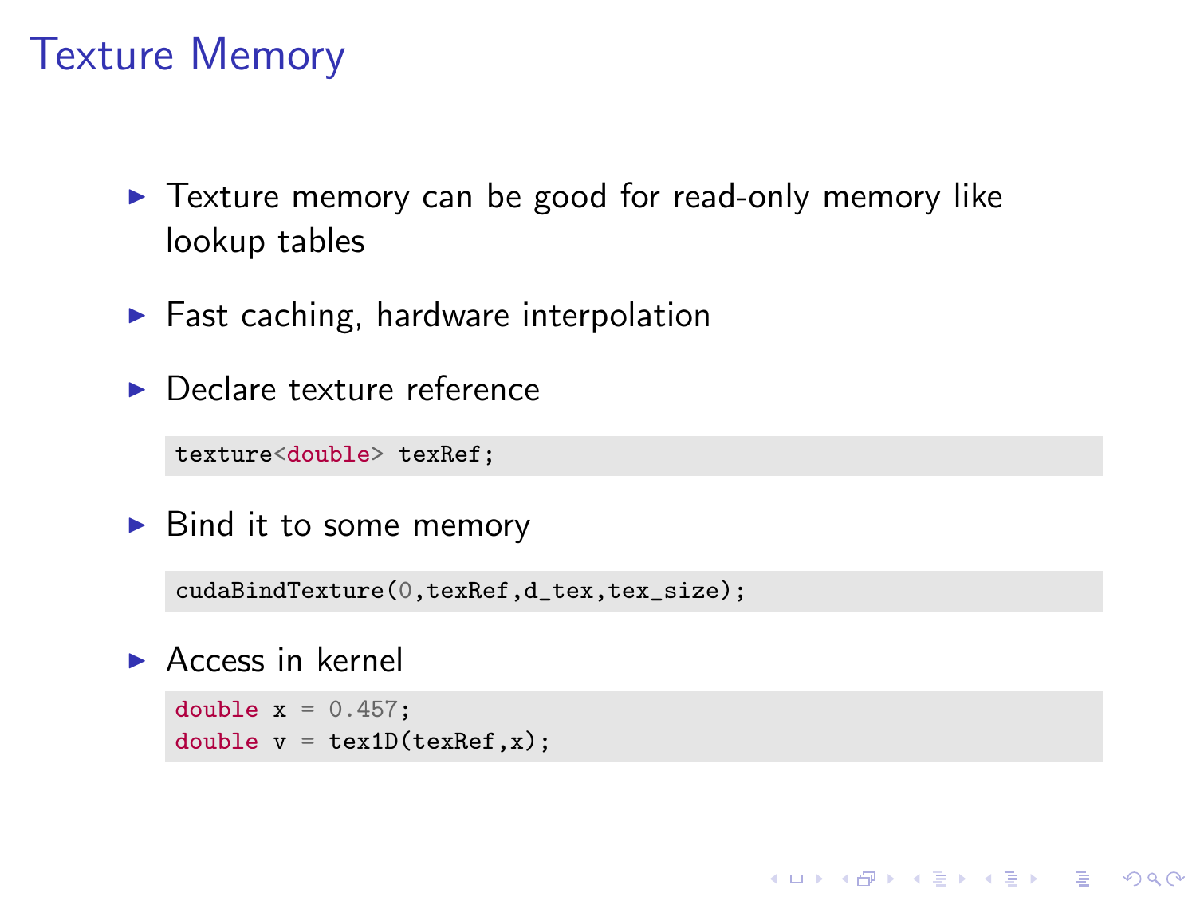# Texture Memory

- Texture memory can be good for read-only memory like lookup tables
- Fast caching, hardware interpolation
- Declare texture reference

```
texture<double> texRef;
```

- Bind it to some memory

```
cudaBindTexture(0,texRef,d_tex,tex_size);
```

- Access in kernel

```
double x = 0.457;
double v = tex1D(texRef,x);
```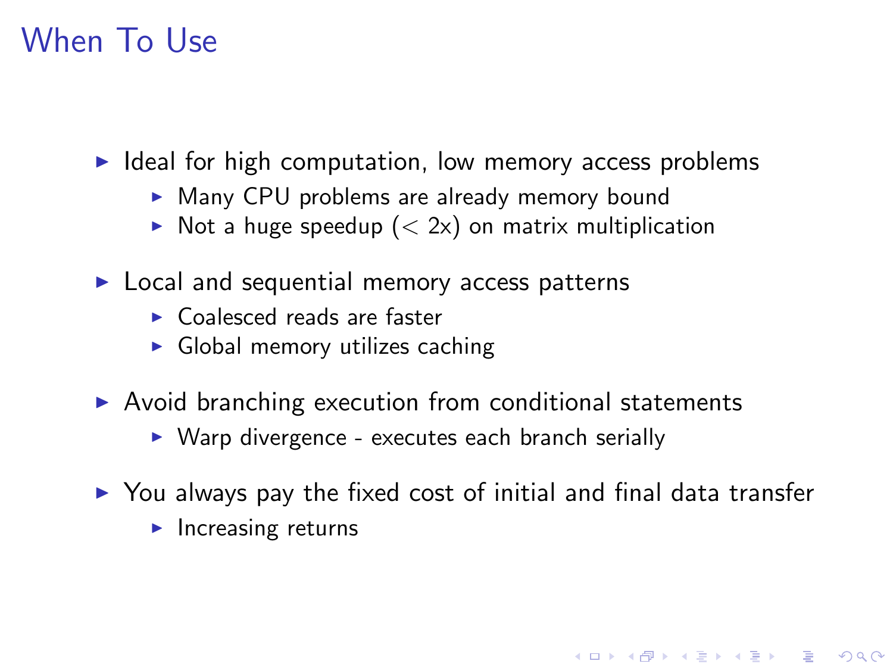# When To Use

- Ideal for high computation, low memory access problems
  - Many CPU problems are already memory bound
  - Not a huge speedup ($< 2$x) on matrix multiplication
- Local and sequential memory access patterns
  - Coalesced reads are faster
  - Global memory utilizes caching
- Avoid branching execution from conditional statements
  - Warp divergence - executes each branch serially
- You always pay the fixed cost of initial and final data transfer
  - Increasing returns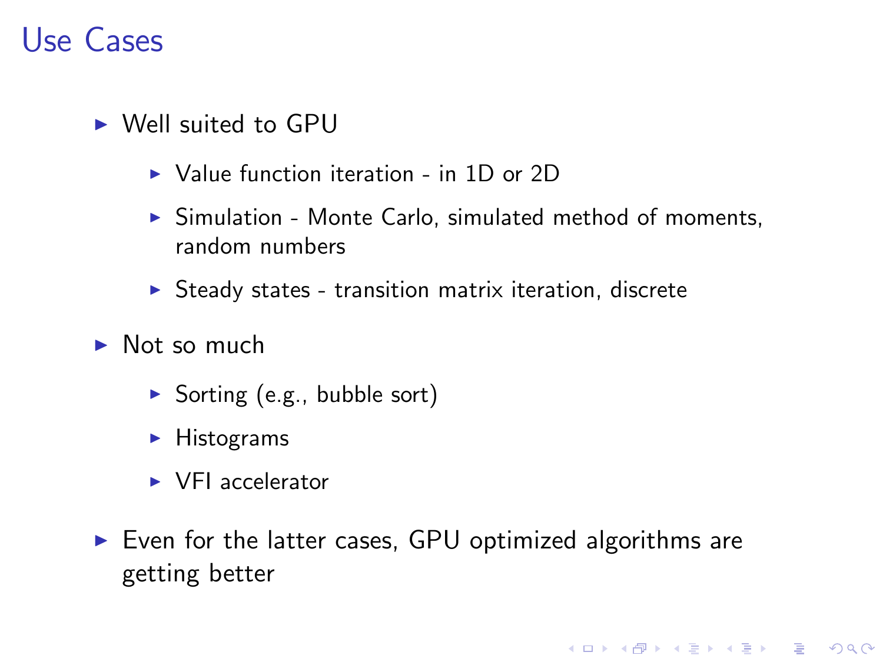# Use Cases

- Well suited to GPU
  - Value function iteration - in 1D or 2D
  - Simulation - Monte Carlo, simulated method of moments, random numbers
  - Steady states - transition matrix iteration, discrete
- Not so much
  - Sorting (e.g., bubble sort)
  - Histograms
  - VFI accelerator
- Even for the latter cases, GPU optimized algorithms are getting better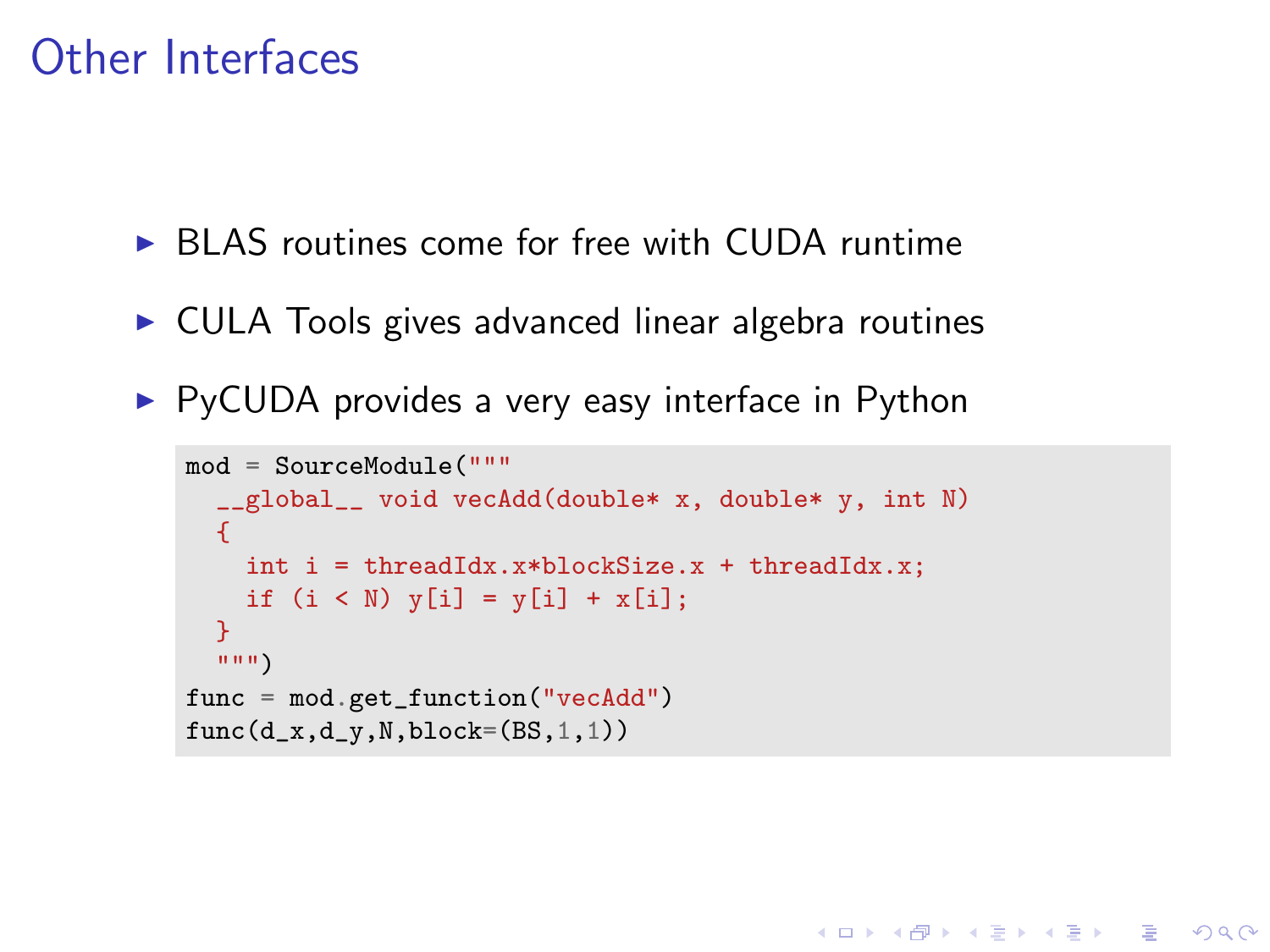# Other Interfaces

- BLAS routines come for free with CUDA runtime
- CULA Tools gives advanced linear algebra routines
- PyCUDA provides a very easy interface in Python

```
mod = SourceModule("""
  __global__ void vecAdd(double* x, double* y, int N)
  {
    int i = threadIdx.x*blockSize.x + threadIdx.x;
    if (i < N) y[i] = y[i] + x[i];
  }
  """)
func = mod.get_function("vecAdd")
func(d_x,d_y,N,block=(BS,1,1))
```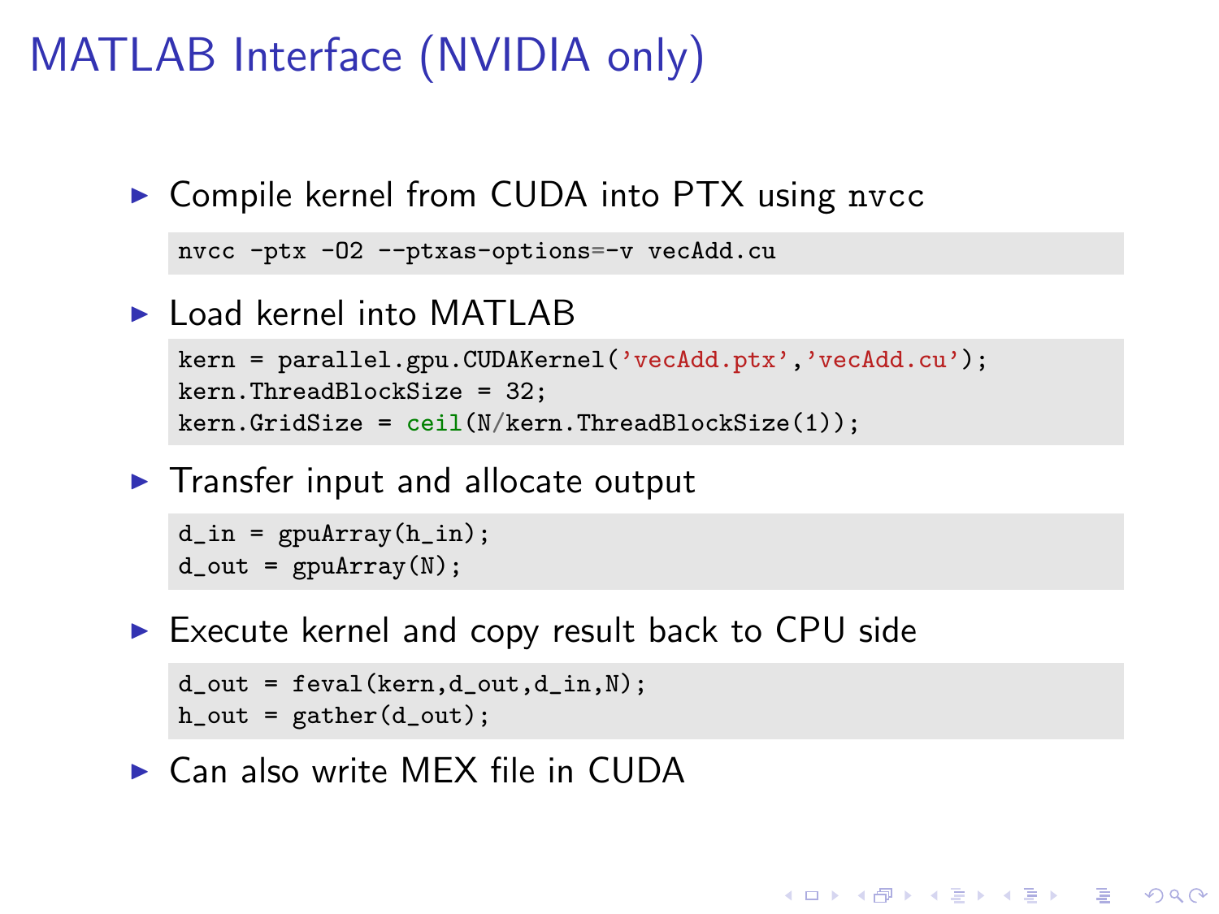# MATLAB Interface (NVIDIA only)

- Compile kernel from CUDA into PTX using nvcc

```
nvcc -ptx -O2 --ptxas-options=-v vecAdd.cu
```

- Load kernel into MATLAB

```
kern = parallel.gpu.CUDAKernel('vecAdd.ptx','vecAdd.cu');
kern.ThreadBlockSize = 32;
kern.GridSize = ceil(N/kern.ThreadBlockSize(1));
```

- Transfer input and allocate output

```
d_in = gpuArray(h_in);
d_out = gpuArray(N);
```

- Execute kernel and copy result back to CPU side

```
d_out = feval(kern,d_out,d_in,N);
h_out = gather(d_out);
```

- Can also write MEX file in CUDA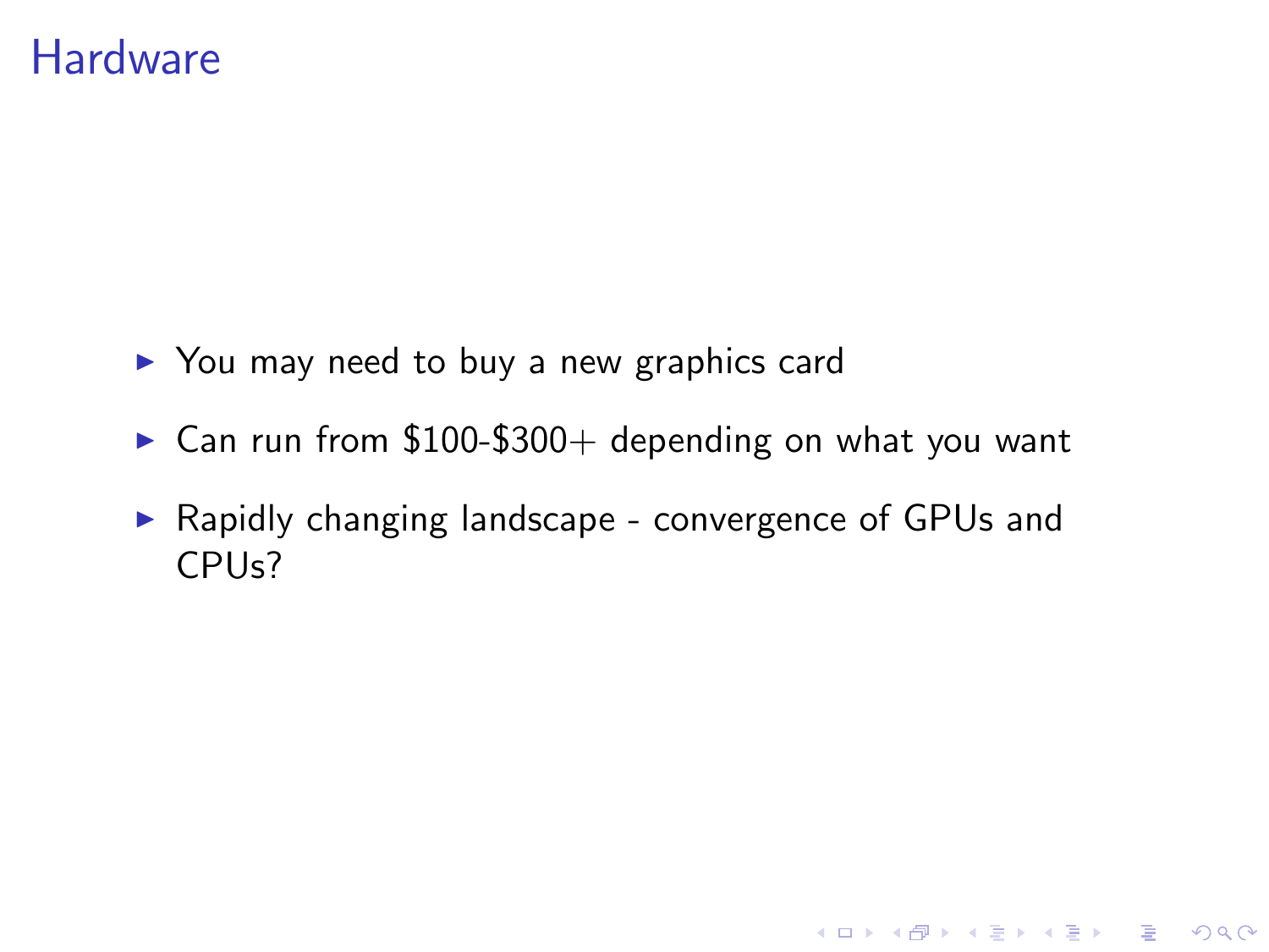# Hardware

- You may need to buy a new graphics card
- Can run from $100-$300+ depending on what you want
- Rapidly changing landscape - convergence of GPUs and CPUs?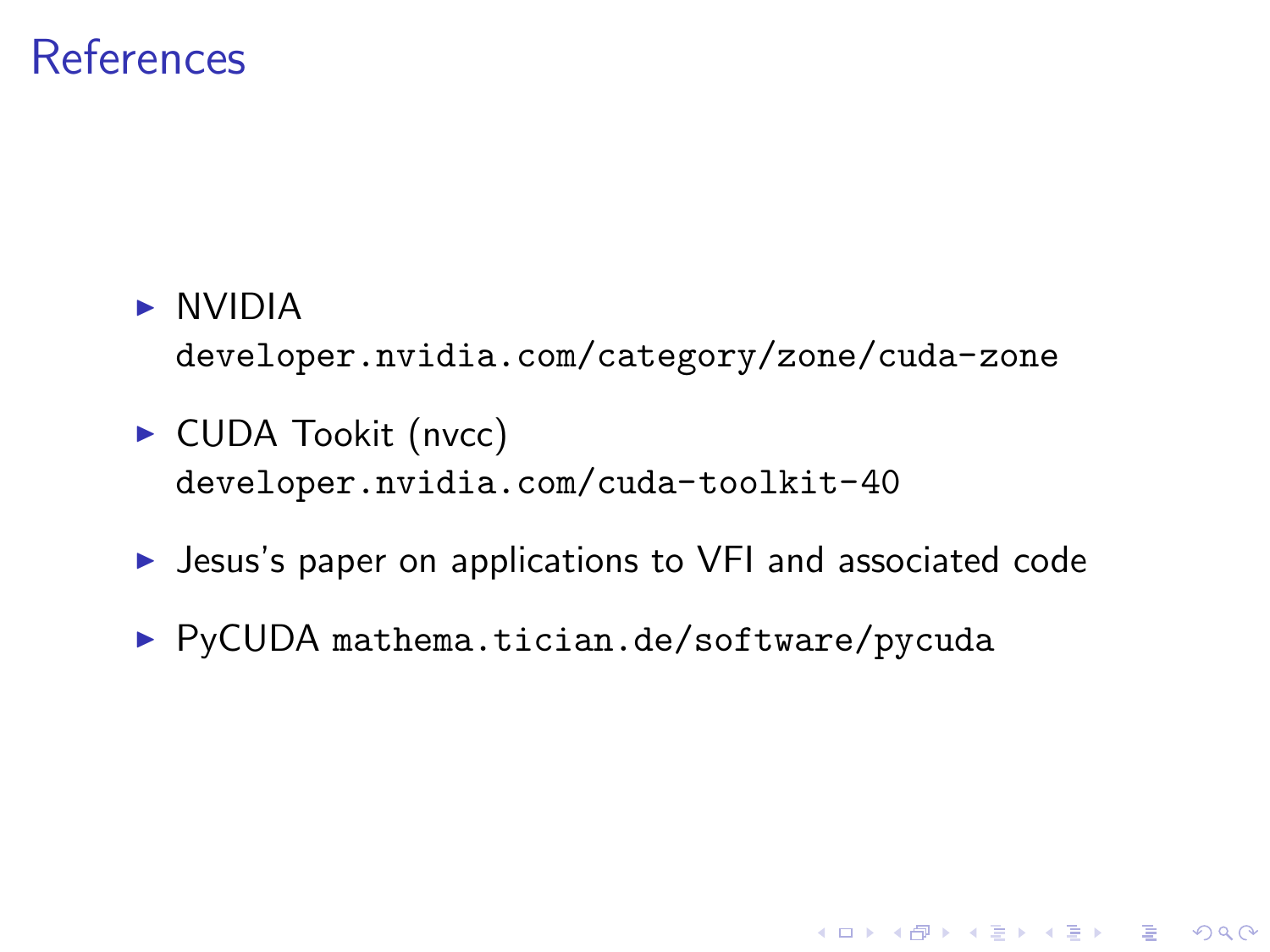# References

- NVIDIA
  `developer.nvidia.com/category/zone/cuda-zone`
- CUDA Tookit (nvcc)
  `developer.nvidia.com/cuda-toolkit-40`
- Jesus's paper on applications to VFI and associated code
- PyCUDA `mathema.tician.de/software/pycuda`